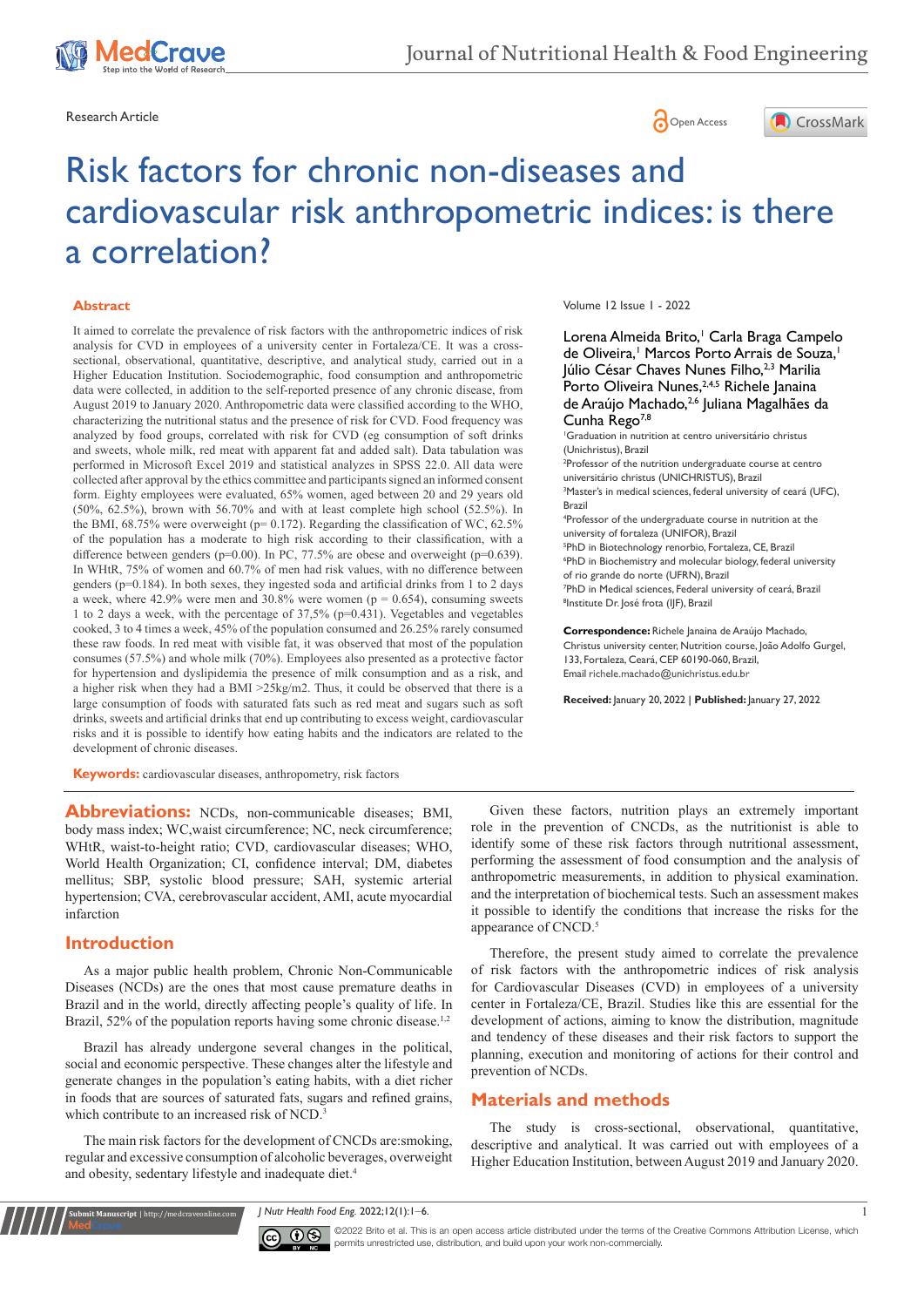Research Article

# Risk factors for chronic non-diseases and cardiovascular risk anthropometric indices: is there a correlation?

Volume 12 Issue 1 - 2022

Lorena Almeida Brito,[1] Carla Braga Campelo de Oliveira,[1] Marcos Porto Arrais de Souza,[1] Júlio César Chaves Nunes Filho,[2,3] Marilia Porto Oliveira Nunes,[2,4,5] Richele Janaina de Araújo Machado,[2,6] Juliana Magalhães da Cunha Rego[7,8]

[1]Graduation in nutrition at centro universitário christus (Unichristus), Brazil
[2]Professor of the nutrition undergraduate course at centro universitário christus (UNICHRISTUS), Brazil
[3]Master's in medical sciences, federal university of ceará (UFC), Brazil
[4]Professor of the undergraduate course in nutrition at the university of fortaleza (UNIFOR), Brazil
[5]PhD in Biotechnology renorbio, Fortaleza, CE, Brazil
[6]PhD in Biochemistry and molecular biology, federal university of rio grande do norte (UFRN), Brazil
[7]PhD in Medical sciences, Federal university of ceará, Brazil
[8]Institute Dr. José frota (IJF), Brazil

**Correspondence:** Richele Janaina de Araújo Machado, Christus university center, Nutrition course, João Adolfo Gurgel, 133, Fortaleza, Ceará, CEP 60190-060, Brazil, Email richele.machado@unichristus.edu.br

**Received:** January 20, 2022 | **Published:** January 27, 2022

## Abstract

It aimed to correlate the prevalence of risk factors with the anthropometric indices of risk analysis for CVD in employees of a university center in Fortaleza/CE. It was a cross-sectional, observational, quantitative, descriptive, and analytical study, carried out in a Higher Education Institution. Sociodemographic, food consumption and anthropometric data were collected, in addition to the self-reported presence of any chronic disease, from August 2019 to January 2020. Anthropometric data were classified according to the WHO, characterizing the nutritional status and the presence of risk for CVD. Food frequency was analyzed by food groups, correlated with risk for CVD (eg consumption of soft drinks and sweets, whole milk, red meat with apparent fat and added salt). Data tabulation was performed in Microsoft Excel 2019 and statistical analyzes in SPSS 22.0. All data were collected after approval by the ethics committee and participants signed an informed consent form. Eighty employees were evaluated, 65% women, aged between 20 and 29 years old (50%, 62.5%), brown with 56.70% and with at least complete high school (52.5%). In the BMI, 68.75% were overweight (p= 0.172). Regarding the classification of WC, 62.5% of the population has a moderate to high risk according to their classification, with a difference between genders (p=0.00). In PC, 77.5% are obese and overweight (p=0.639). In WHtR, 75% of women and 60.7% of men had risk values, with no difference between genders (p=0.184). In both sexes, they ingested soda and artificial drinks from 1 to 2 days a week, where 42.9% were men and 30.8% were women (p = 0.654), consuming sweets 1 to 2 days a week, with the percentage of 37,5% (p=0.431). Vegetables and vegetables cooked, 3 to 4 times a week, 45% of the population consumed and 26.25% rarely consumed these raw foods. In red meat with visible fat, it was observed that most of the population consumes (57.5%) and whole milk (70%). Employees also presented as a protective factor for hypertension and dyslipidemia the presence of milk consumption and as a risk, and a higher risk when they had a BMI >25kg/m2. Thus, it could be observed that there is a large consumption of foods with saturated fats such as red meat and sugars such as soft drinks, sweets and artificial drinks that end up contributing to excess weight, cardiovascular risks and it is possible to identify how eating habits and the indicators are related to the development of chronic diseases.

**Keywords:** cardiovascular diseases, anthropometry, risk factors

**Abbreviations:** NCDs, non-communicable diseases; BMI, body mass index; WC,waist circumference; NC, neck circumference; WHtR, waist-to-height ratio; CVD, cardiovascular diseases; WHO, World Health Organization; CI, confidence interval; DM, diabetes mellitus; SBP, systolic blood pressure; SAH, systemic arterial hypertension; CVA, cerebrovascular accident, AMI, acute myocardial infarction

## Introduction

As a major public health problem, Chronic Non-Communicable Diseases (NCDs) are the ones that most cause premature deaths in Brazil and in the world, directly affecting people's quality of life. In Brazil, 52% of the population reports having some chronic disease.[1,2]

Brazil has already undergone several changes in the political, social and economic perspective. These changes alter the lifestyle and generate changes in the population's eating habits, with a diet richer in foods that are sources of saturated fats, sugars and refined grains, which contribute to an increased risk of NCD.[3]

The main risk factors for the development of CNCDs are:smoking, regular and excessive consumption of alcoholic beverages, overweight and obesity, sedentary lifestyle and inadequate diet.[4]

Given these factors, nutrition plays an extremely important role in the prevention of CNCDs, as the nutritionist is able to identify some of these risk factors through nutritional assessment, performing the assessment of food consumption and the analysis of anthropometric measurements, in addition to physical examination. and the interpretation of biochemical tests. Such an assessment makes it possible to identify the conditions that increase the risks for the appearance of CNCD.[5]

Therefore, the present study aimed to correlate the prevalence of risk factors with the anthropometric indices of risk analysis for Cardiovascular Diseases (CVD) in employees of a university center in Fortaleza/CE, Brazil. Studies like this are essential for the development of actions, aiming to know the distribution, magnitude and tendency of these diseases and their risk factors to support the planning, execution and monitoring of actions for their control and prevention of NCDs.

## Materials and methods

The study is cross-sectional, observational, quantitative, descriptive and analytical. It was carried out with employees of a Higher Education Institution, between August 2019 and January 2020.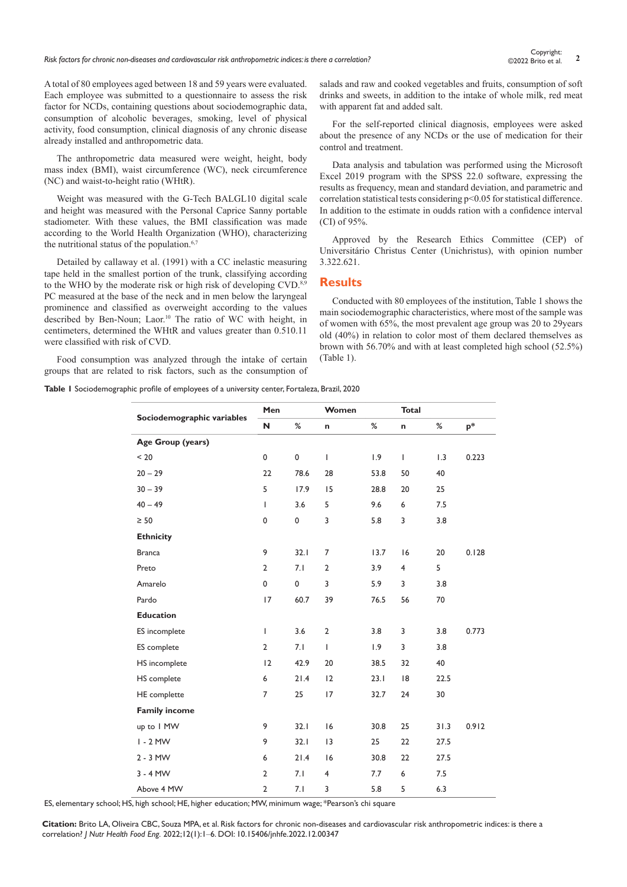A total of 80 employees aged between 18 and 59 years were evaluated. Each employee was submitted to a questionnaire to assess the risk factor for NCDs, containing questions about sociodemographic data, consumption of alcoholic beverages, smoking, level of physical activity, food consumption, clinical diagnosis of any chronic disease already installed and anthropometric data.

The anthropometric data measured were weight, height, body mass index (BMI), waist circumference (WC), neck circumference (NC) and waist-to-height ratio (WHtR).

Weight was measured with the G-Tech BALGL10 digital scale and height was measured with the Personal Caprice Sanny portable stadiometer. With these values, the BMI classification was made according to the World Health Organization (WHO), characterizing the nutritional status of the population.[6,7]

Detailed by callaway et al. (1991) with a CC inelastic measuring tape held in the smallest portion of the trunk, classifying according to the WHO by the moderate risk or high risk of developing CVD.[8,9] PC measured at the base of the neck and in men below the laryngeal prominence and classified as overweight according to the values described by Ben-Noun; Laor.[10] The ratio of WC with height, in centimeters, determined the WHtR and values greater than 0.510.11 were classified with risk of CVD.

Food consumption was analyzed through the intake of certain groups that are related to risk factors, such as the consumption of salads and raw and cooked vegetables and fruits, consumption of soft drinks and sweets, in addition to the intake of whole milk, red meat with apparent fat and added salt.

For the self-reported clinical diagnosis, employees were asked about the presence of any NCDs or the use of medication for their control and treatment.

Data analysis and tabulation was performed using the Microsoft Excel 2019 program with the SPSS 22.0 software, expressing the results as frequency, mean and standard deviation, and parametric and correlation statistical tests considering $p<0.05$ for statistical difference. In addition to the estimate in oudds ration with a confidence interval (CI) of 95%.

Approved by the Research Ethics Committee (CEP) of Universitário Christus Center (Unichristus), with opinion number 3.322.621.

## Results

Conducted with 80 employees of the institution, Table 1 shows the main sociodemographic characteristics, where most of the sample was of women with 65%, the most prevalent age group was 20 to 29years old (40%) in relation to color most of them declared themselves as brown with 56.70% and with at least completed high school (52.5%) (Table 1).

**Table 1** Sociodemographic profile of employees of a university center, Fortaleza, Brazil, 2020

| Sociodemographic variables | Men | | Women | | Total | | |
|---|---|---|---|---|---|---|---|
| | N | % | n | % | n | % | p* |
| **Age Group (years)** | | | | | | | |
| < 20 | 0 | 0 | 1 | 1.9 | 1 | 1.3 | 0.223 |
| 20 – 29 | 22 | 78.6 | 28 | 53.8 | 50 | 40 | |
| 30 – 39 | 5 | 17.9 | 15 | 28.8 | 20 | 25 | |
| 40 – 49 | 1 | 3.6 | 5 | 9.6 | 6 | 7.5 | |
| ≥ 50 | 0 | 0 | 3 | 5.8 | 3 | 3.8 | |
| **Ethnicity** | | | | | | | |
| Branca | 9 | 32.1 | 7 | 13.7 | 16 | 20 | 0.128 |
| Preto | 2 | 7.1 | 2 | 3.9 | 4 | 5 | |
| Amarelo | 0 | 0 | 3 | 5.9 | 3 | 3.8 | |
| Pardo | 17 | 60.7 | 39 | 76.5 | 56 | 70 | |
| **Education** | | | | | | | |
| ES incomplete | 1 | 3.6 | 2 | 3.8 | 3 | 3.8 | 0.773 |
| ES complete | 2 | 7.1 | 1 | 1.9 | 3 | 3.8 | |
| HS incomplete | 12 | 42.9 | 20 | 38.5 | 32 | 40 | |
| HS complete | 6 | 21.4 | 12 | 23.1 | 18 | 22.5 | |
| HE complette | 7 | 25 | 17 | 32.7 | 24 | 30 | |
| **Family income** | | | | | | | |
| up to 1 MW | 9 | 32.1 | 16 | 30.8 | 25 | 31.3 | 0.912 |
| 1 - 2 MW | 9 | 32.1 | 13 | 25 | 22 | 27.5 | |
| 2 - 3 MW | 6 | 21.4 | 16 | 30.8 | 22 | 27.5 | |
| 3 - 4 MW | 2 | 7.1 | 4 | 7.7 | 6 | 7.5 | |
| Above 4 MW | 2 | 7.1 | 3 | 5.8 | 5 | 6.3 | |

ES, elementary school; HS, high school; HE, higher education; MW, minimum wage; *Pearson's chi square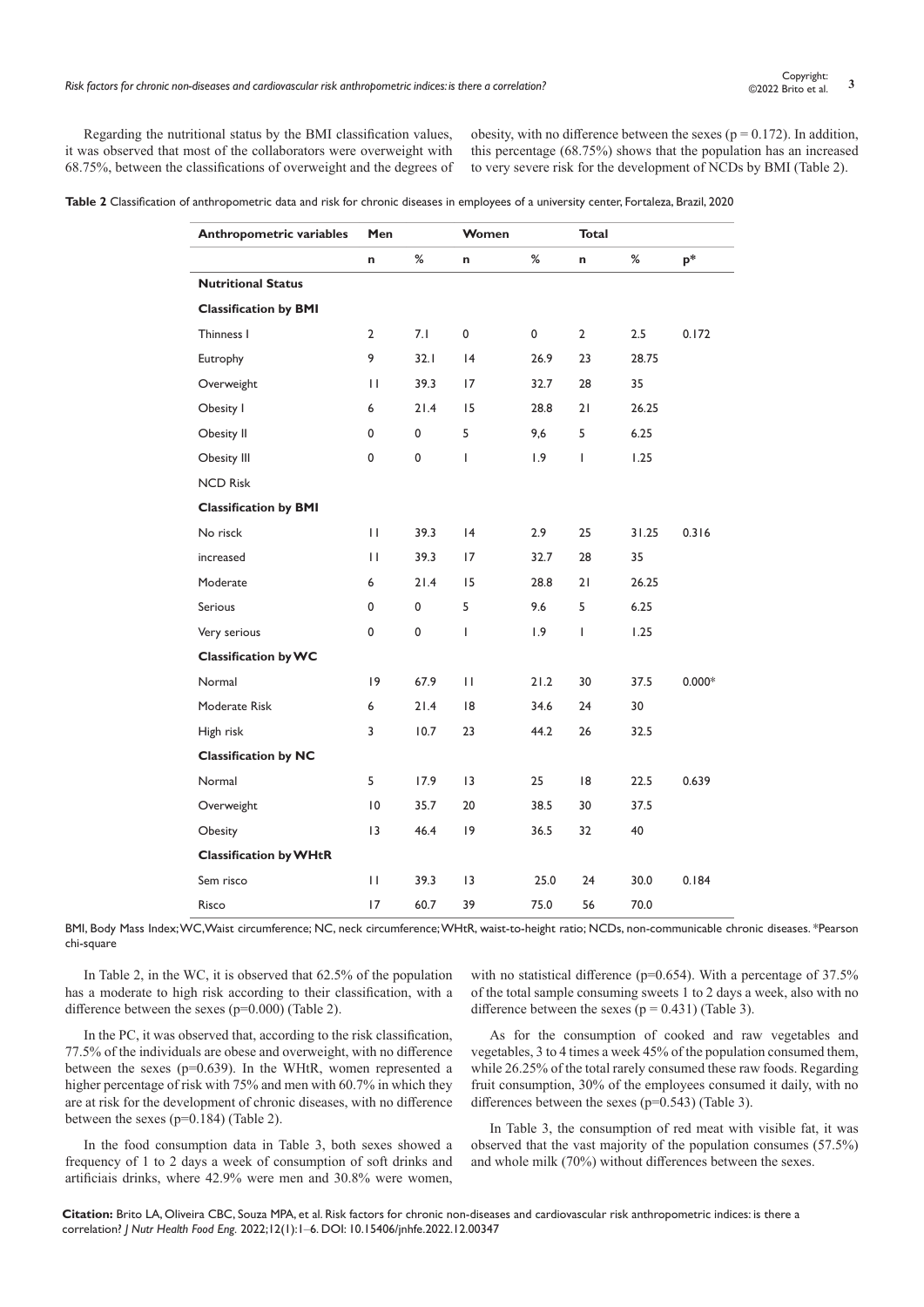Regarding the nutritional status by the BMI classification values, it was observed that most of the collaborators were overweight with 68.75%, between the classifications of overweight and the degrees of obesity, with no difference between the sexes (p = 0.172). In addition, this percentage (68.75%) shows that the population has an increased to very severe risk for the development of NCDs by BMI (Table 2).

**Table 2** Classification of anthropometric data and risk for chronic diseases in employees of a university center, Fortaleza, Brazil, 2020

| Anthropometric variables | Men | | Women | | Total | | |
|---|---|---|---|---|---|---|---|
| | n | % | n | % | n | % | p* |
| **Nutritional Status** | | | | | | | |
| **Classification by BMI** | | | | | | | |
| Thinness I | 2 | 7.1 | 0 | 0 | 2 | 2.5 | 0.172 |
| Eutrophy | 9 | 32.1 | 14 | 26.9 | 23 | 28.75 | |
| Overweight | 11 | 39.3 | 17 | 32.7 | 28 | 35 | |
| Obesity I | 6 | 21.4 | 15 | 28.8 | 21 | 26.25 | |
| Obesity II | 0 | 0 | 5 | 9,6 | 5 | 6.25 | |
| Obesity III | 0 | 0 | 1 | 1.9 | 1 | 1.25 | |
| NCD Risk | | | | | | | |
| **Classification by BMI** | | | | | | | |
| No risck | 11 | 39.3 | 14 | 2.9 | 25 | 31.25 | 0.316 |
| increased | 11 | 39.3 | 17 | 32.7 | 28 | 35 | |
| Moderate | 6 | 21.4 | 15 | 28.8 | 21 | 26.25 | |
| Serious | 0 | 0 | 5 | 9.6 | 5 | 6.25 | |
| Very serious | 0 | 0 | 1 | 1.9 | 1 | 1.25 | |
| **Classification by WC** | | | | | | | |
| Normal | 19 | 67.9 | 11 | 21.2 | 30 | 37.5 | 0.000* |
| Moderate Risk | 6 | 21.4 | 18 | 34.6 | 24 | 30 | |
| High risk | 3 | 10.7 | 23 | 44.2 | 26 | 32.5 | |
| **Classification by NC** | | | | | | | |
| Normal | 5 | 17.9 | 13 | 25 | 18 | 22.5 | 0.639 |
| Overweight | 10 | 35.7 | 20 | 38.5 | 30 | 37.5 | |
| Obesity | 13 | 46.4 | 19 | 36.5 | 32 | 40 | |
| **Classification by WHtR** | | | | | | | |
| Sem risco | 11 | 39.3 | 13 | 25.0 | 24 | 30.0 | 0.184 |
| Risco | 17 | 60.7 | 39 | 75.0 | 56 | 70.0 | |

BMI, Body Mass Index; WC, Waist circumference; NC, neck circumference; WHtR, waist-to-height ratio; NCDs, non-communicable chronic diseases. *Pearson chi-square

In Table 2, in the WC, it is observed that 62.5% of the population has a moderate to high risk according to their classification, with a difference between the sexes (p=0.000) (Table 2).

In the PC, it was observed that, according to the risk classification, 77.5% of the individuals are obese and overweight, with no difference between the sexes (p=0.639). In the WHtR, women represented a higher percentage of risk with 75% and men with 60.7% in which they are at risk for the development of chronic diseases, with no difference between the sexes (p=0.184) (Table 2).

In the food consumption data in Table 3, both sexes showed a frequency of 1 to 2 days a week of consumption of soft drinks and artificiais drinks, where 42.9% were men and 30.8% were women, with no statistical difference (p=0.654). With a percentage of 37.5% of the total sample consuming sweets 1 to 2 days a week, also with no difference between the sexes (p = 0.431) (Table 3).

As for the consumption of cooked and raw vegetables and vegetables, 3 to 4 times a week 45% of the population consumed them, while 26.25% of the total rarely consumed these raw foods. Regarding fruit consumption, 30% of the employees consumed it daily, with no differences between the sexes (p=0.543) (Table 3).

In Table 3, the consumption of red meat with visible fat, it was observed that the vast majority of the population consumes (57.5%) and whole milk (70%) without differences between the sexes.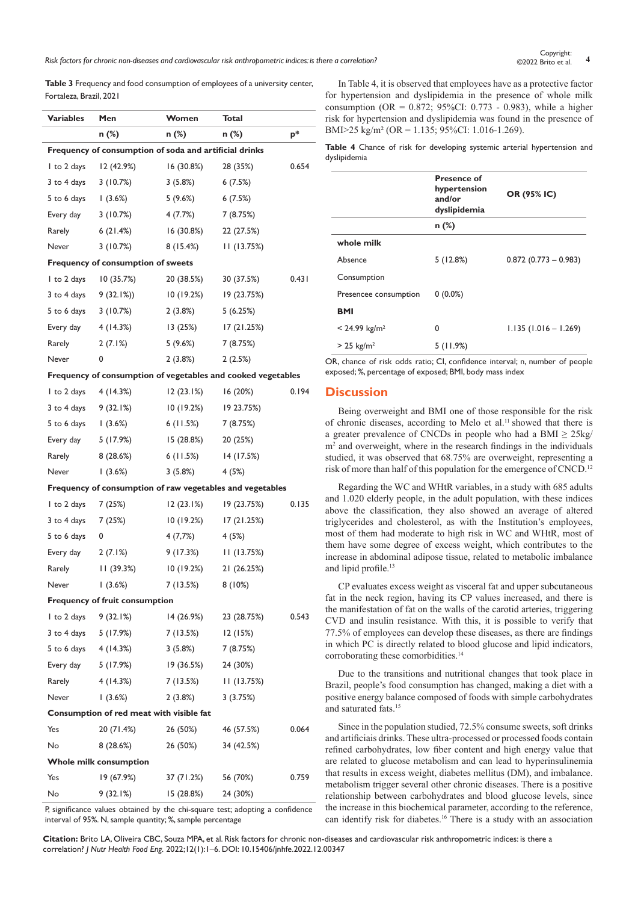**Table 3** Frequency and food consumption of employees of a university center, Fortaleza, Brazil, 2021

| Variables | Men | Women | Total | |
|---|---|---|---|---|
| | n (%) | n (%) | n (%) | p* |
| **Frequency of consumption of soda and artificial drinks** | | | | |
| 1 to 2 days | 12 (42.9%) | 16 (30.8%) | 28 (35%) | 0.654 |
| 3 to 4 days | 3 (10.7%) | 3 (5.8%) | 6 (7.5%) | |
| 5 to 6 days | 1 (3.6%) | 5 (9.6%) | 6 (7.5%) | |
| Every day | 3 (10.7%) | 4 (7.7%) | 7 (8.75%) | |
| Rarely | 6 (21.4%) | 16 (30.8%) | 22 (27.5%) | |
| Never | 3 (10.7%) | 8 (15.4%) | 11 (13.75%) | |
| **Frequency of consumption of sweets** | | | | |
| 1 to 2 days | 10 (35.7%) | 20 (38.5%) | 30 (37.5%) | 0.431 |
| 3 to 4 days | 9 (32.1%)) | 10 (19.2%) | 19 (23.75%) | |
| 5 to 6 days | 3 (10.7%) | 2 (3.8%) | 5 (6.25%) | |
| Every day | 4 (14.3%) | 13 (25%) | 17 (21.25%) | |
| Rarely | 2 (7.1%) | 5 (9.6%) | 7 (8.75%) | |
| Never | 0 | 2 (3.8%) | 2 (2.5%) | |
| **Frequency of consumption of vegetables and cooked vegetables** | | | | |
| 1 to 2 days | 4 (14.3%) | 12 (23.1%) | 16 (20%) | 0.194 |
| 3 to 4 days | 9 (32.1%) | 10 (19.2%) | 19 23.75%) | |
| 5 to 6 days | 1 (3.6%) | 6 (11.5%) | 7 (8.75%) | |
| Every day | 5 (17.9%) | 15 (28.8%) | 20 (25%) | |
| Rarely | 8 (28.6%) | 6 (11.5%) | 14 (17.5%) | |
| Never | 1 (3.6%) | 3 (5.8%) | 4 (5%) | |
| **Frequency of consumption of raw vegetables and vegetables** | | | | |
| 1 to 2 days | 7 (25%) | 12 (23.1%) | 19 (23.75%) | 0.135 |
| 3 to 4 days | 7 (25%) | 10 (19.2%) | 17 (21.25%) | |
| 5 to 6 days | 0 | 4 (7,7%) | 4 (5%) | |
| Every day | 2 (7.1%) | 9 (17.3%) | 11 (13.75%) | |
| Rarely | 11 (39.3%) | 10 (19.2%) | 21 (26.25%) | |
| Never | 1 (3.6%) | 7 (13.5%) | 8 (10%) | |
| **Frequency of fruit consumption** | | | | |
| 1 to 2 days | 9 (32.1%) | 14 (26.9%) | 23 (28.75%) | 0.543 |
| 3 to 4 days | 5 (17.9%) | 7 (13.5%) | 12 (15%) | |
| 5 to 6 days | 4 (14.3%) | 3 (5.8%) | 7 (8.75%) | |
| Every day | 5 (17.9%) | 19 (36.5%) | 24 (30%) | |
| Rarely | 4 (14.3%) | 7 (13.5%) | 11 (13.75%) | |
| Never | 1 (3.6%) | 2 (3.8%) | 3 (3.75%) | |
| **Consumption of red meat with visible fat** | | | | |
| Yes | 20 (71.4%) | 26 (50%) | 46 (57.5%) | 0.064 |
| No | 8 (28.6%) | 26 (50%) | 34 (42.5%) | |
| **Whole milk consumption** | | | | |
| Yes | 19 (67.9%) | 37 (71.2%) | 56 (70%) | 0.759 |
| No | 9 (32.1%) | 15 (28.8%) | 24 (30%) | |

P, significance values obtained by the chi-square test; adopting a confidence interval of 95%. N, sample quantity; %, sample percentage

In Table 4, it is observed that employees have as a protective factor for hypertension and dyslipidemia in the presence of whole milk consumption (OR = 0.872; 95%CI: 0.773 - 0.983), while a higher risk for hypertension and dyslipidemia was found in the presence of BMI>25 kg/m² (OR = 1.135; 95%CI: 1.016-1.269).

**Table 4** Chance of risk for developing systemic arterial hypertension and dyslipidemia

| | Presence of hypertension and/or dyslipidemia | OR (95% IC) |
|---|---|---|
| | n (%) | |
| **whole milk** | | |
| Absence | 5 (12.8%) | 0.872 (0.773 – 0.983) |
| Consumption | | |
| Presencee consumption | 0 (0.0%) | |
| **BMI** | | |
| < 24.99 kg/m² | 0 | 1.135 (1.016 – 1.269) |
| > 25 kg/m² | 5 (11.9%) | |

OR, chance of risk odds ratio; CI, confidence interval; n, number of people exposed; %, percentage of exposed; BMI, body mass index

## Discussion

Being overweight and BMI one of those responsible for the risk of chronic diseases, according to Melo et al.[11] showed that there is a greater prevalence of CNCDs in people who had a BMI ≥ 25kg/m² and overweight, where in the research findings in the individuals studied, it was observed that 68.75% are overweight, representing a risk of more than half of this population for the emergence of CNCD.[12]

Regarding the WC and WHtR variables, in a study with 685 adults and 1.020 elderly people, in the adult population, with these indices above the classification, they also showed an average of altered triglycerides and cholesterol, as with the Institution's employees, most of them had moderate to high risk in WC and WHtR, most of them have some degree of excess weight, which contributes to the increase in abdominal adipose tissue, related to metabolic imbalance and lipid profile.[13]

CP evaluates excess weight as visceral fat and upper subcutaneous fat in the neck region, having its CP values increased, and there is the manifestation of fat on the walls of the carotid arteries, triggering CVD and insulin resistance. With this, it is possible to verify that 77.5% of employees can develop these diseases, as there are findings in which PC is directly related to blood glucose and lipid indicators, corroborating these comorbidities.[14]

Due to the transitions and nutritional changes that took place in Brazil, people's food consumption has changed, making a diet with a positive energy balance composed of foods with simple carbohydrates and saturated fats.[15]

Since in the population studied, 72.5% consume sweets, soft drinks and artificiais drinks. These ultra-processed or processed foods contain refined carbohydrates, low fiber content and high energy value that are related to glucose metabolism and can lead to hyperinsulinemia that results in excess weight, diabetes mellitus (DM), and imbalance. metabolism trigger several other chronic diseases. There is a positive relationship between carbohydrates and blood glucose levels, since the increase in this biochemical parameter, according to the reference, can identify risk for diabetes.[16] There is a study with an association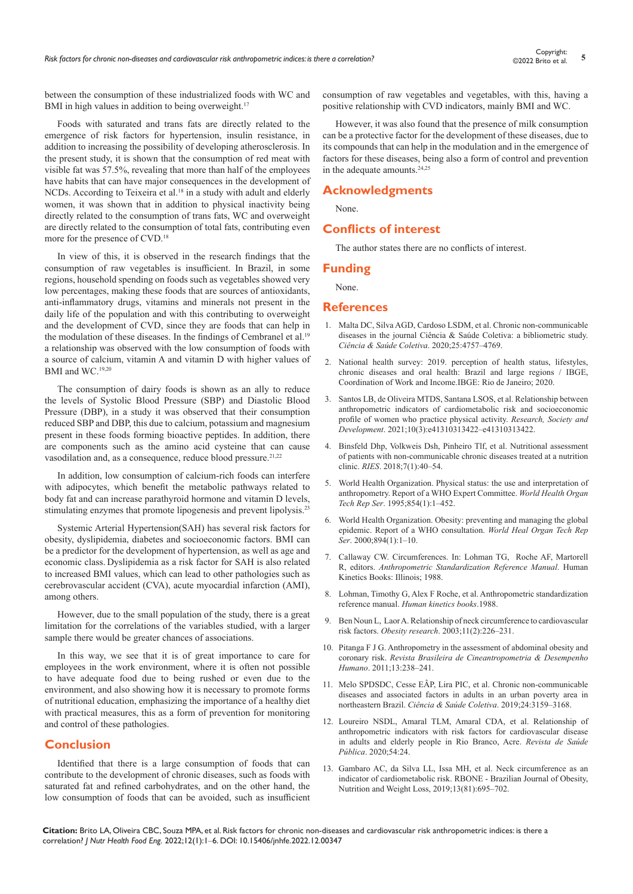between the consumption of these industrialized foods with WC and BMI in high values in addition to being overweight.[17]

Foods with saturated and trans fats are directly related to the emergence of risk factors for hypertension, insulin resistance, in addition to increasing the possibility of developing atherosclerosis. In the present study, it is shown that the consumption of red meat with visible fat was 57.5%, revealing that more than half of the employees have habits that can have major consequences in the development of NCDs. According to Teixeira et al.[18] in a study with adult and elderly women, it was shown that in addition to physical inactivity being directly related to the consumption of trans fats, WC and overweight are directly related to the consumption of total fats, contributing even more for the presence of CVD.[18]

In view of this, it is observed in the research findings that the consumption of raw vegetables is insufficient. In Brazil, in some regions, household spending on foods such as vegetables showed very low percentages, making these foods that are sources of antioxidants, anti-inflammatory drugs, vitamins and minerals not present in the daily life of the population and with this contributing to overweight and the development of CVD, since they are foods that can help in the modulation of these diseases. In the findings of Cembranel et al.[19] a relationship was observed with the low consumption of foods with a source of calcium, vitamin A and vitamin D with higher values of BMI and WC.[19,20]

The consumption of dairy foods is shown as an ally to reduce the levels of Systolic Blood Pressure (SBP) and Diastolic Blood Pressure (DBP), in a study it was observed that their consumption reduced SBP and DBP, this due to calcium, potassium and magnesium present in these foods forming bioactive peptides. In addition, there are components such as the amino acid cysteine that can cause vasodilation and, as a consequence, reduce blood pressure.[21,22]

In addition, low consumption of calcium-rich foods can interfere with adipocytes, which benefit the metabolic pathways related to body fat and can increase parathyroid hormone and vitamin D levels, stimulating enzymes that promote lipogenesis and prevent lipolysis.[23]

Systemic Arterial Hypertension(SAH) has several risk factors for obesity, dyslipidemia, diabetes and socioeconomic factors. BMI can be a predictor for the development of hypertension, as well as age and economic class. Dyslipidemia as a risk factor for SAH is also related to increased BMI values, which can lead to other pathologies such as cerebrovascular accident (CVA), acute myocardial infarction (AMI), among others.

However, due to the small population of the study, there is a great limitation for the correlations of the variables studied, with a larger sample there would be greater chances of associations.

In this way, we see that it is of great importance to care for employees in the work environment, where it is often not possible to have adequate food due to being rushed or even due to the environment, and also showing how it is necessary to promote forms of nutritional education, emphasizing the importance of a healthy diet with practical measures, this as a form of prevention for monitoring and control of these pathologies.

## Conclusion

Identified that there is a large consumption of foods that can contribute to the development of chronic diseases, such as foods with saturated fat and refined carbohydrates, and on the other hand, the low consumption of foods that can be avoided, such as insufficient consumption of raw vegetables and vegetables, with this, having a positive relationship with CVD indicators, mainly BMI and WC.

However, it was also found that the presence of milk consumption can be a protective factor for the development of these diseases, due to its compounds that can help in the modulation and in the emergence of factors for these diseases, being also a form of control and prevention in the adequate amounts.[24,25]

## Acknowledgments

None.

## Conflicts of interest

The author states there are no conflicts of interest.

## Funding

None.

## References

1. Malta DC, Silva AGD, Cardoso LSDM, et al. Chronic non-communicable diseases in the journal Ciência & Saúde Coletiva: a bibliometric study. *Ciência & Saúde Coletiva*. 2020;25:4757–4769.
2. National health survey: 2019. perception of health status, lifestyles, chronic diseases and oral health: Brazil and large regions / IBGE, Coordination of Work and Income.IBGE: Rio de Janeiro; 2020.
3. Santos LB, de Oliveira MTDS, Santana LSOS, et al. Relationship between anthropometric indicators of cardiometabolic risk and socioeconomic profile of women who practice physical activity. *Research, Society and Development*. 2021;10(3):e41310313422–e41310313422.
4. Binsfeld Dhp, Volkweis Dsh, Pinheiro Tlf, et al. Nutritional assessment of patients with non-communicable chronic diseases treated at a nutrition clinic. *RIES*. 2018;7(1):40–54.
5. World Health Organization. Physical status: the use and interpretation of anthropometry. Report of a WHO Expert Committee. *World Health Organ Tech Rep Ser*. 1995;854(1):1–452.
6. World Health Organization. Obesity: preventing and managing the global epidemic. Report of a WHO consultation. *World Heal Organ Tech Rep Ser*. 2000;894(1):1–10.
7. Callaway CW. Circumferences. In: Lohman TG, Roche AF, Martorell R, editors. *Anthropometric Standardization Reference Manual*. Human Kinetics Books: Illinois; 1988.
8. Lohman, Timothy G, Alex F Roche, et al. Anthropometric standardization reference manual. *Human kinetics books*.1988.
9. Ben Noun L, Laor A. Relationship of neck circumference to cardiovascular risk factors. *Obesity research*. 2003;11(2):226–231.
10. Pitanga F J G. Anthropometry in the assessment of abdominal obesity and coronary risk. *Revista Brasileira de Cineantropometria & Desempenho Humano*. 2011;13:238–241.
11. Melo SPDSDC, Cesse EÂP, Lira PIC, et al. Chronic non-communicable diseases and associated factors in adults in an urban poverty area in northeastern Brazil. *Ciência & Saúde Coletiva*. 2019;24:3159–3168.
12. Loureiro NSDL, Amaral TLM, Amaral CDA, et al. Relationship of anthropometric indicators with risk factors for cardiovascular disease in adults and elderly people in Rio Branco, Acre. *Revista de Saúde Pública*. 2020;54:24.
13. Gambaro AC, da Silva LL, Issa MH, et al. Neck circumference as an indicator of cardiometabolic risk. RBONE - Brazilian Journal of Obesity, Nutrition and Weight Loss, 2019;13(81):695–702.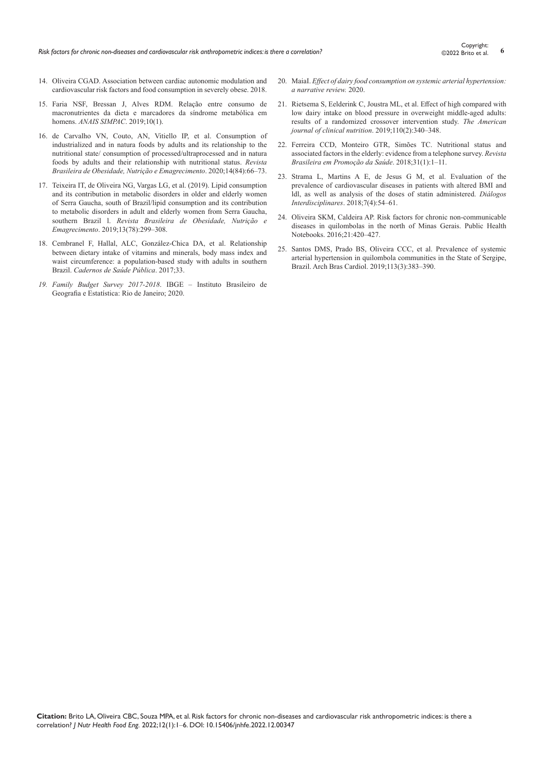14. Oliveira CGAD. Association between cardiac autonomic modulation and cardiovascular risk factors and food consumption in severely obese. 2018.
15. Faria NSF, Bressan J, Alves RDM. Relação entre consumo de macronutrientes da dieta e marcadores da síndrome metabólica em homens. *ANAIS SIMPAC*. 2019;10(1).
16. de Carvalho VN, Couto, AN, Vitiello IP, et al. Consumption of industrialized and in natura foods by adults and its relationship to the nutritional state/ consumption of processed/ultraprocessed and in natura foods by adults and their relationship with nutritional status. *Revista Brasileira de Obesidade, Nutrição e Emagrecimento*. 2020;14(84):66–73.
17. Teixeira IT, de Oliveira NG, Vargas LG, et al. (2019). Lipid consumption and its contribution in metabolic disorders in older and elderly women of Serra Gaucha, south of Brazil/lipid consumption and its contribution to metabolic disorders in adult and elderly women from Serra Gaucha, southern Brazil l. *Revista Brasileira de Obesidade, Nutrição e Emagrecimento*. 2019;13(78):299–308.
18. Cembranel F, Hallal, ALC, González-Chica DA, et al. Relationship between dietary intake of vitamins and minerals, body mass index and waist circumference: a population-based study with adults in southern Brazil. *Cadernos de Saúde Pública*. 2017;33.
19. *Family Budget Survey 2017-2018*. IBGE – Instituto Brasileiro de Geografia e Estatística: Rio de Janeiro; 2020.
20. MaiaI. *Effect of dairy food consumption on systemic arterial hypertension: a narrative review.* 2020.
21. Rietsema S, Eelderink C, Joustra ML, et al. Effect of high compared with low dairy intake on blood pressure in overweight middle-aged adults: results of a randomized crossover intervention study. *The American journal of clinical nutrition*. 2019;110(2):340–348.
22. Ferreira CCD, Monteiro GTR, Simões TC. Nutritional status and associated factors in the elderly: evidence from a telephone survey. *Revista Brasileira em Promoção da Saúde*. 2018;31(1):1–11.
23. Strama L, Martins A E, de Jesus G M, et al. Evaluation of the prevalence of cardiovascular diseases in patients with altered BMI and ldl, as well as analysis of the doses of statin administered. *Diálogos Interdisciplinares*. 2018;7(4):54–61.
24. Oliveira SKM, Caldeira AP. Risk factors for chronic non-communicable diseases in quilombolas in the north of Minas Gerais. Public Health Notebooks. 2016;21:420–427.
25. Santos DMS, Prado BS, Oliveira CCC, et al. Prevalence of systemic arterial hypertension in quilombola communities in the State of Sergipe, Brazil. Arch Bras Cardiol. 2019;113(3):383–390.